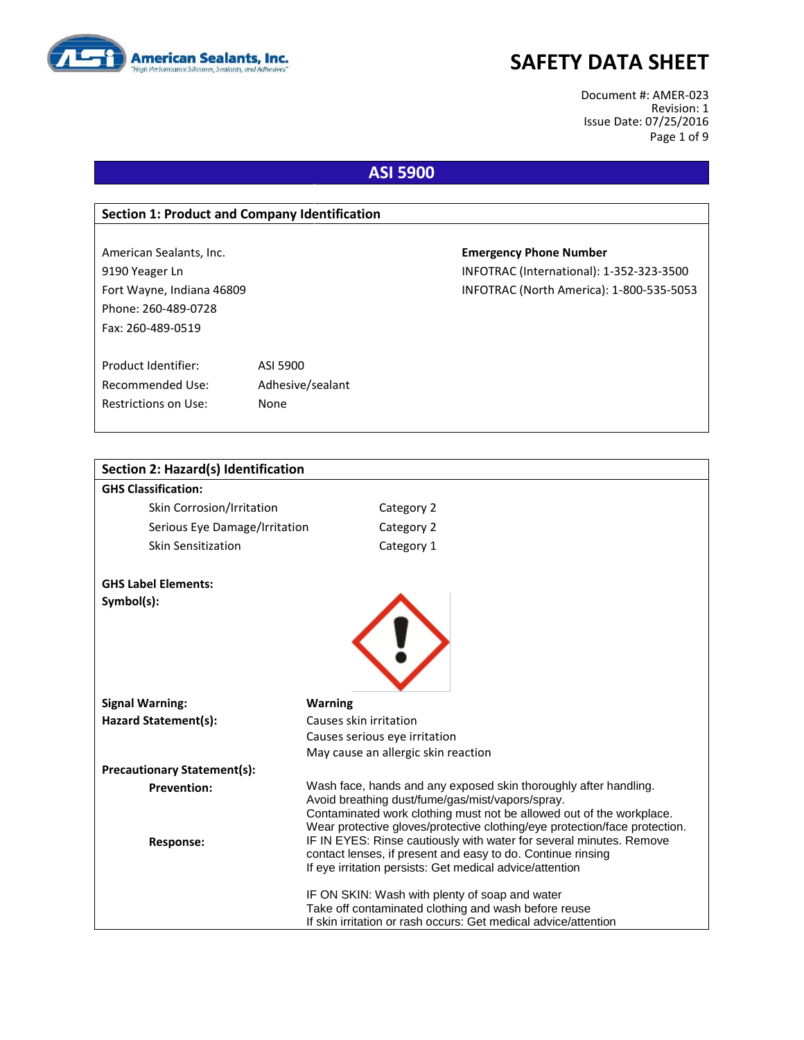# SAFETY DATA SHEET

Document #: AMER-023
Revision: 1
Issue Date: 07/25/2016

## ASI 5900

### Section 1: Product and Company Identification

American Sealants, Inc.
9190 Yeager Ln
Fort Wayne, Indiana 46809
Phone: 260-489-0728
Fax: 260-489-0519

**Emergency Phone Number**
INFOTRAC (International): 1-352-323-3500
INFOTRAC (North America): 1-800-535-5053

| | |
|---|---|
| Product Identifier: | ASI 5900 |
| Recommended Use: | Adhesive/sealant |
| Restrictions on Use: | None |

### Section 2: Hazard(s) Identification

**GHS Classification:**

| | |
|---|---|
| Skin Corrosion/Irritation | Category 2 |
| Serious Eye Damage/Irritation | Category 2 |
| Skin Sensitization | Category 1 |

**GHS Label Elements:**

**Symbol(s):**

**Signal Warning:** **Warning**

**Hazard Statement(s):**
Causes skin irritation
Causes serious eye irritation
May cause an allergic skin reaction

**Precautionary Statement(s):**

**Prevention:**
Wash face, hands and any exposed skin thoroughly after handling.
Avoid breathing dust/fume/gas/mist/vapors/spray.
Contaminated work clothing must not be allowed out of the workplace.
Wear protective gloves/protective clothing/eye protection/face protection.

**Response:**
IF IN EYES: Rinse cautiously with water for several minutes. Remove contact lenses, if present and easy to do. Continue rinsing
If eye irritation persists: Get medical advice/attention

IF ON SKIN: Wash with plenty of soap and water
Take off contaminated clothing and wash before reuse
If skin irritation or rash occurs: Get medical advice/attention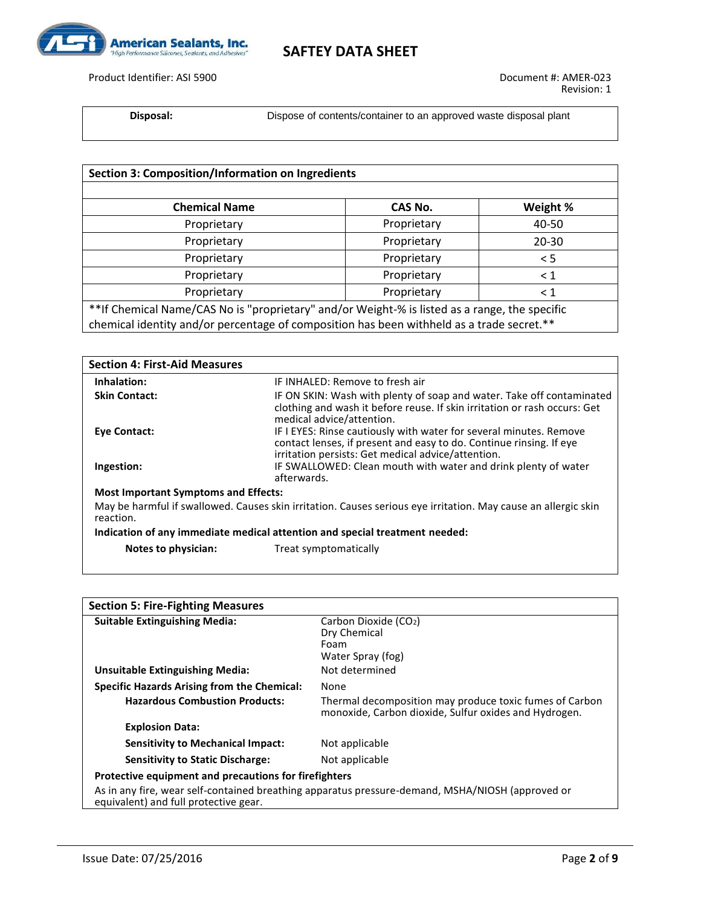**Disposal:** Dispose of contents/container to an approved waste disposal plant

## Section 3: Composition/Information on Ingredients

| Chemical Name | CAS No. | Weight % |
|---|---|---|
| Proprietary | Proprietary | 40-50 |
| Proprietary | Proprietary | 20-30 |
| Proprietary | Proprietary | < 5 |
| Proprietary | Proprietary | < 1 |
| Proprietary | Proprietary | < 1 |

**If Chemical Name/CAS No is "proprietary" and/or Weight-% is listed as a range, the specific chemical identity and/or percentage of composition has been withheld as a trade secret.**

## Section 4: First-Aid Measures

**Inhalation:** IF INHALED: Remove to fresh air

**Skin Contact:** IF ON SKIN: Wash with plenty of soap and water. Take off contaminated clothing and wash it before reuse. If skin irritation or rash occurs: Get medical advice/attention.

**Eye Contact:** IF I EYES: Rinse cautiously with water for several minutes. Remove contact lenses, if present and easy to do. Continue rinsing. If eye irritation persists: Get medical advice/attention.

**Ingestion:** IF SWALLOWED: Clean mouth with water and drink plenty of water afterwards.

**Most Important Symptoms and Effects:**

May be harmful if swallowed. Causes skin irritation. Causes serious eye irritation. May cause an allergic skin reaction.

**Indication of any immediate medical attention and special treatment needed:**

**Notes to physician:** Treat symptomatically

## Section 5: Fire-Fighting Measures

**Suitable Extinguishing Media:** Carbon Dioxide ($CO_2$)
Dry Chemical
Foam
Water Spray (fog)

**Unsuitable Extinguishing Media:** Not determined

**Specific Hazards Arising from the Chemical:** None

**Hazardous Combustion Products:** Thermal decomposition may produce toxic fumes of Carbon monoxide, Carbon dioxide, Sulfur oxides and Hydrogen.

**Explosion Data:**

**Sensitivity to Mechanical Impact:** Not applicable

**Sensitivity to Static Discharge:** Not applicable

**Protective equipment and precautions for firefighters**

As in any fire, wear self-contained breathing apparatus pressure-demand, MSHA/NIOSH (approved or equivalent) and full protective gear.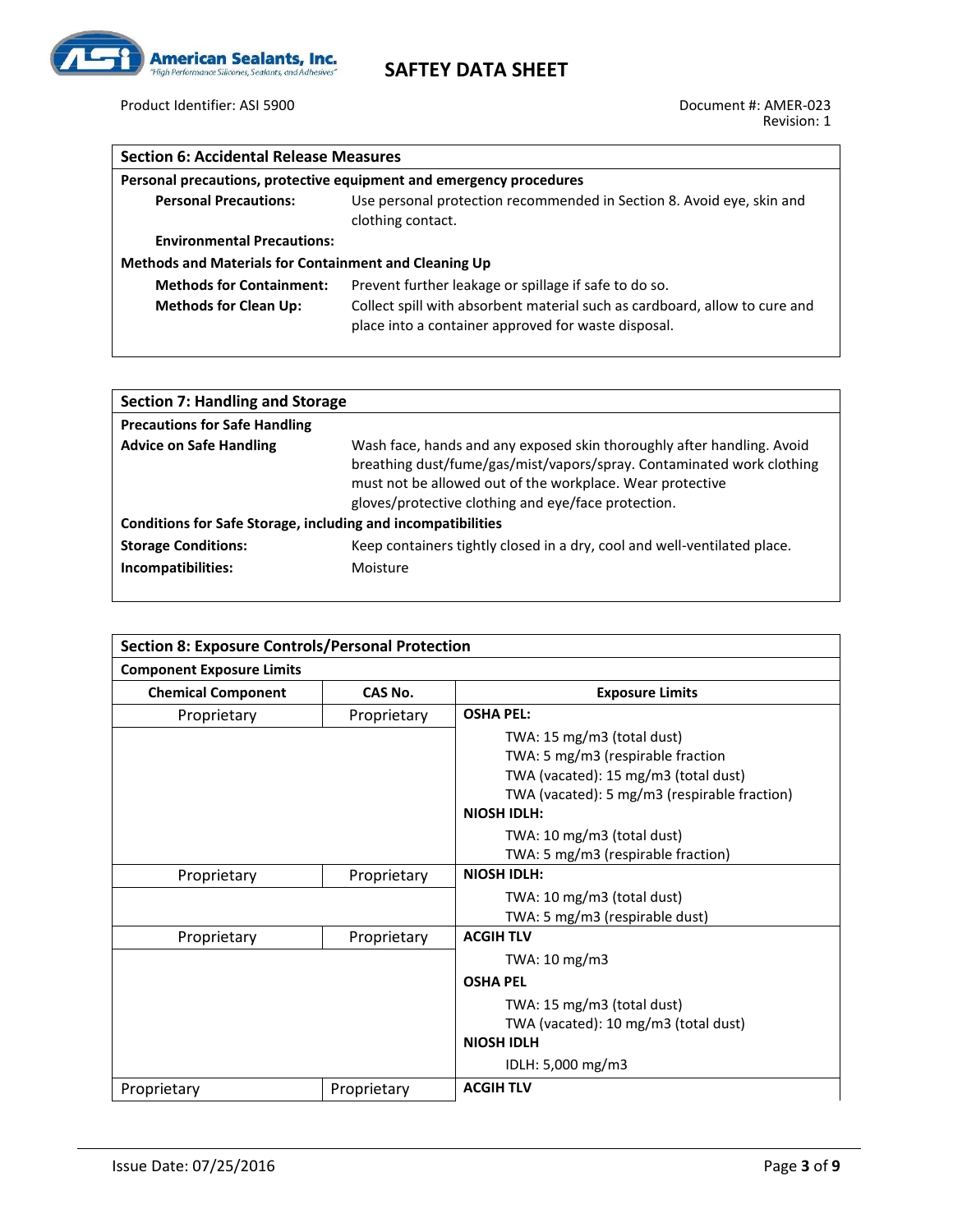## Section 6: Accidental Release Measures

**Personal precautions, protective equipment and emergency procedures**

| | |
|---|---|
| **Personal Precautions:** | Use personal protection recommended in Section 8. Avoid eye, skin and clothing contact. |
| **Environmental Precautions:** | |

**Methods and Materials for Containment and Cleaning Up**

| | |
|---|---|
| **Methods for Containment:** | Prevent further leakage or spillage if safe to do so. |
| **Methods for Clean Up:** | Collect spill with absorbent material such as cardboard, allow to cure and place into a container approved for waste disposal. |

## Section 7: Handling and Storage

**Precautions for Safe Handling**

| | |
|---|---|
| **Advice on Safe Handling** | Wash face, hands and any exposed skin thoroughly after handling. Avoid breathing dust/fume/gas/mist/vapors/spray. Contaminated work clothing must not be allowed out of the workplace. Wear protective gloves/protective clothing and eye/face protection. |

**Conditions for Safe Storage, including and incompatibilities**

| | |
|---|---|
| **Storage Conditions:** | Keep containers tightly closed in a dry, cool and well-ventilated place. |
| **Incompatibilities:** | Moisture |

## Section 8: Exposure Controls/Personal Protection

**Component Exposure Limits**

| Chemical Component | CAS No. | Exposure Limits |
|---|---|---|
| Proprietary | Proprietary | **OSHA PEL:**<br>TWA: 15 mg/m3 (total dust)<br>TWA: 5 mg/m3 (respirable fraction<br>TWA (vacated): 15 mg/m3 (total dust)<br>TWA (vacated): 5 mg/m3 (respirable fraction)<br>**NIOSH IDLH:**<br>TWA: 10 mg/m3 (total dust)<br>TWA: 5 mg/m3 (respirable fraction) |
| Proprietary | Proprietary | **NIOSH IDLH:**<br>TWA: 10 mg/m3 (total dust)<br>TWA: 5 mg/m3 (respirable dust) |
| Proprietary | Proprietary | **ACGIH TLV**<br>TWA: 10 mg/m3<br>**OSHA PEL**<br>TWA: 15 mg/m3 (total dust)<br>TWA (vacated): 10 mg/m3 (total dust)<br>**NIOSH IDLH**<br>IDLH: 5,000 mg/m3 |
| Proprietary | Proprietary | **ACGIH TLV** |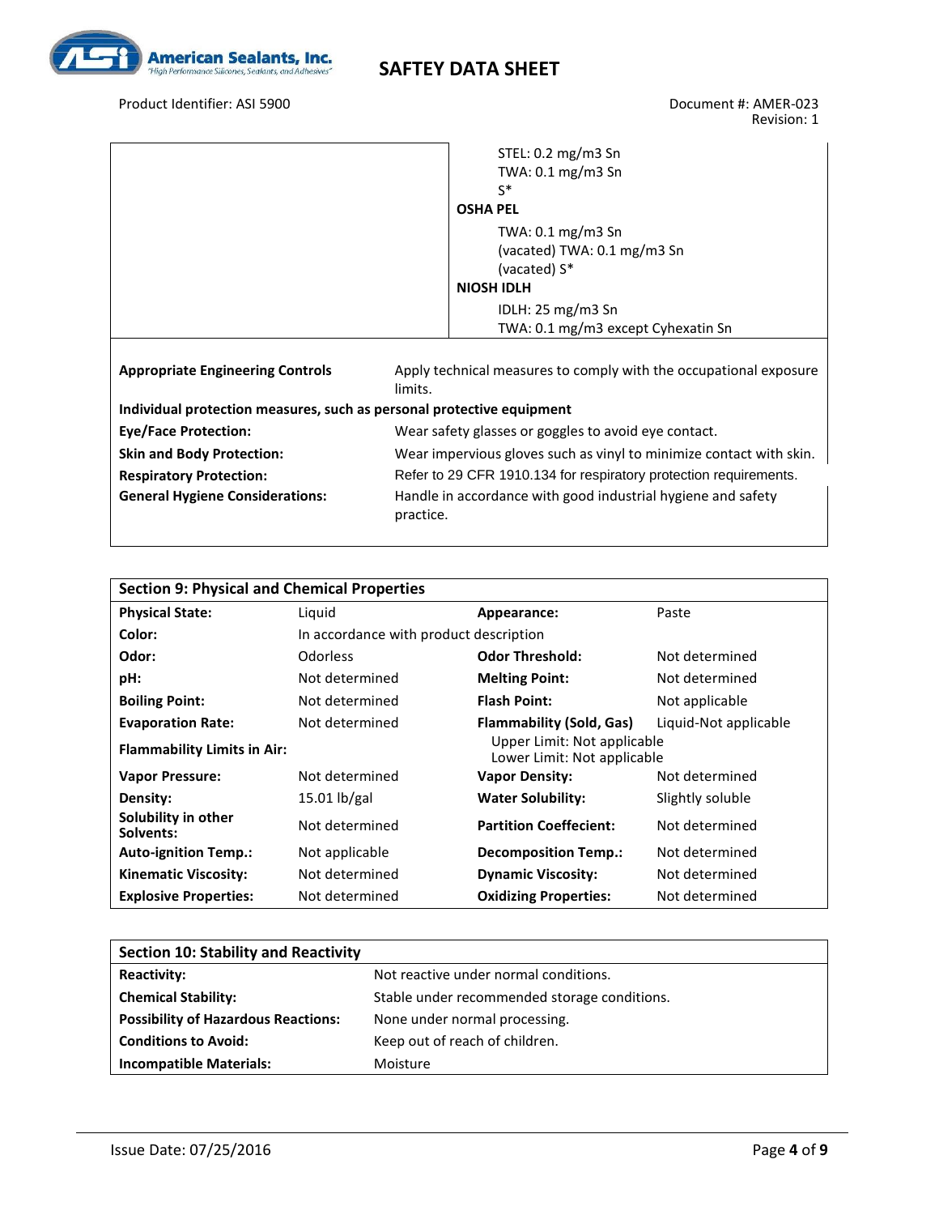| | |
|---|---|
| | STEL: 0.2 mg/m3 Sn<br>TWA: 0.1 mg/m3 Sn<br>S*<br>**OSHA PEL**<br>TWA: 0.1 mg/m3 Sn<br>(vacated) TWA: 0.1 mg/m3 Sn<br>(vacated) S*<br>**NIOSH IDLH**<br>IDLH: 25 mg/m3 Sn<br>TWA: 0.1 mg/m3 except Cyhexatin Sn |

| | |
|---|---|
| **Appropriate Engineering Controls** | Apply technical measures to comply with the occupational exposure limits. |
| **Individual protection measures, such as personal protective equipment** | |
| **Eye/Face Protection:** | Wear safety glasses or goggles to avoid eye contact. |
| **Skin and Body Protection:** | Wear impervious gloves such as vinyl to minimize contact with skin. |
| **Respiratory Protection:** | Refer to 29 CFR 1910.134 for respiratory protection requirements. |
| **General Hygiene Considerations:** | Handle in accordance with good industrial hygiene and safety practice. |

## Section 9: Physical and Chemical Properties

| | | | |
|---|---|---|---|
| **Physical State:** | Liquid | **Appearance:** | Paste |
| **Color:** | In accordance with product description | | |
| **Odor:** | Odorless | **Odor Threshold:** | Not determined |
| **pH:** | Not determined | **Melting Point:** | Not determined |
| **Boiling Point:** | Not determined | **Flash Point:** | Not applicable |
| **Evaporation Rate:** | Not determined | **Flammability (Sold, Gas)** | Liquid-Not applicable |
| **Flammability Limits in Air:** | | Upper Limit: Not applicable<br>Lower Limit: Not applicable | |
| **Vapor Pressure:** | Not determined | **Vapor Density:** | Not determined |
| **Density:** | 15.01 lb/gal | **Water Solubility:** | Slightly soluble |
| **Solubility in other Solvents:** | Not determined | **Partition Coeffecient:** | Not determined |
| **Auto-ignition Temp.:** | Not applicable | **Decomposition Temp.:** | Not determined |
| **Kinematic Viscosity:** | Not determined | **Dynamic Viscosity:** | Not determined |
| **Explosive Properties:** | Not determined | **Oxidizing Properties:** | Not determined |

## Section 10: Stability and Reactivity

| | |
|---|---|
| **Reactivity:** | Not reactive under normal conditions. |
| **Chemical Stability:** | Stable under recommended storage conditions. |
| **Possibility of Hazardous Reactions:** | None under normal processing. |
| **Conditions to Avoid:** | Keep out of reach of children. |
| **Incompatible Materials:** | Moisture |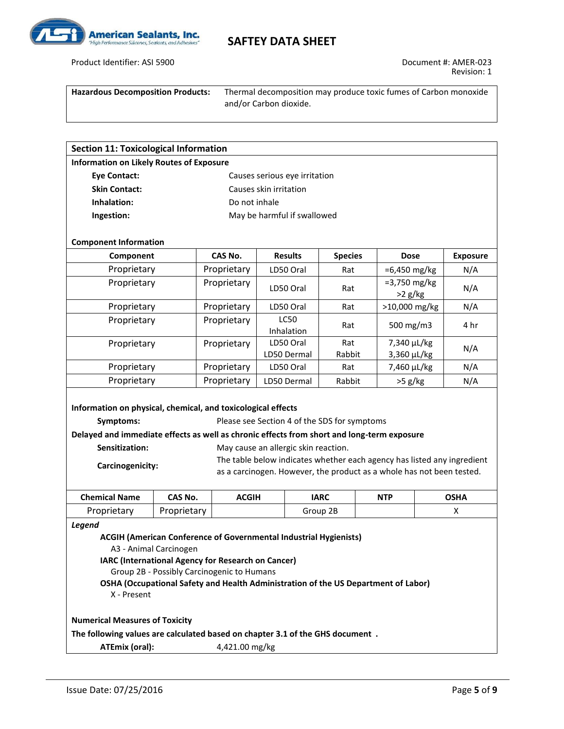| | |
|---|---|
| **Hazardous Decomposition Products:** | Thermal decomposition may produce toxic fumes of Carbon monoxide and/or Carbon dioxide. |

## Section 11: Toxicological Information

**Information on Likely Routes of Exposure**

| | |
|---|---|
| **Eye Contact:** | Causes serious eye irritation |
| **Skin Contact:** | Causes skin irritation |
| **Inhalation:** | Do not inhale |
| **Ingestion:** | May be harmful if swallowed |

**Component Information**

| Component | CAS No. | Results | Species | Dose | Exposure |
|---|---|---|---|---|---|
| Proprietary | Proprietary | LD50 Oral | Rat | =6,450 mg/kg | N/A |
| Proprietary | Proprietary | LD50 Oral | Rat | =3,750 mg/kg >2 g/kg | N/A |
| Proprietary | Proprietary | LD50 Oral | Rat | >10,000 mg/kg | N/A |
| Proprietary | Proprietary | LC50 Inhalation | Rat | 500 mg/m3 | 4 hr |
| Proprietary | Proprietary | LD50 Oral LD50 Dermal | Rat Rabbit | 7,340 µL/kg 3,360 µL/kg | N/A |
| Proprietary | Proprietary | LD50 Oral | Rat | 7,460 µL/kg | N/A |
| Proprietary | Proprietary | LD50 Dermal | Rabbit | >5 g/kg | N/A |

**Information on physical, chemical, and toxicological effects**

**Symptoms:** Please see Section 4 of the SDS for symptoms

**Delayed and immediate effects as well as chronic effects from short and long-term exposure**

**Sensitization:** May cause an allergic skin reaction.

**Carcinogenicity:** The table below indicates whether each agency has listed any ingredient as a carcinogen. However, the product as a whole has not been tested.

| Chemical Name | CAS No. | ACGIH | IARC | NTP | OSHA |
|---|---|---|---|---|---|
| Proprietary | Proprietary | | Group 2B | | X |

*Legend*

**ACGIH (American Conference of Governmental Industrial Hygienists)**
A3 - Animal Carcinogen

**IARC (International Agency for Research on Cancer)**
Group 2B - Possibly Carcinogenic to Humans

**OSHA (Occupational Safety and Health Administration of the US Department of Labor)**
X - Present

**Numerical Measures of Toxicity**

**The following values are calculated based on chapter 3.1 of the GHS document .**

**ATEmix (oral):** 4,421.00 mg/kg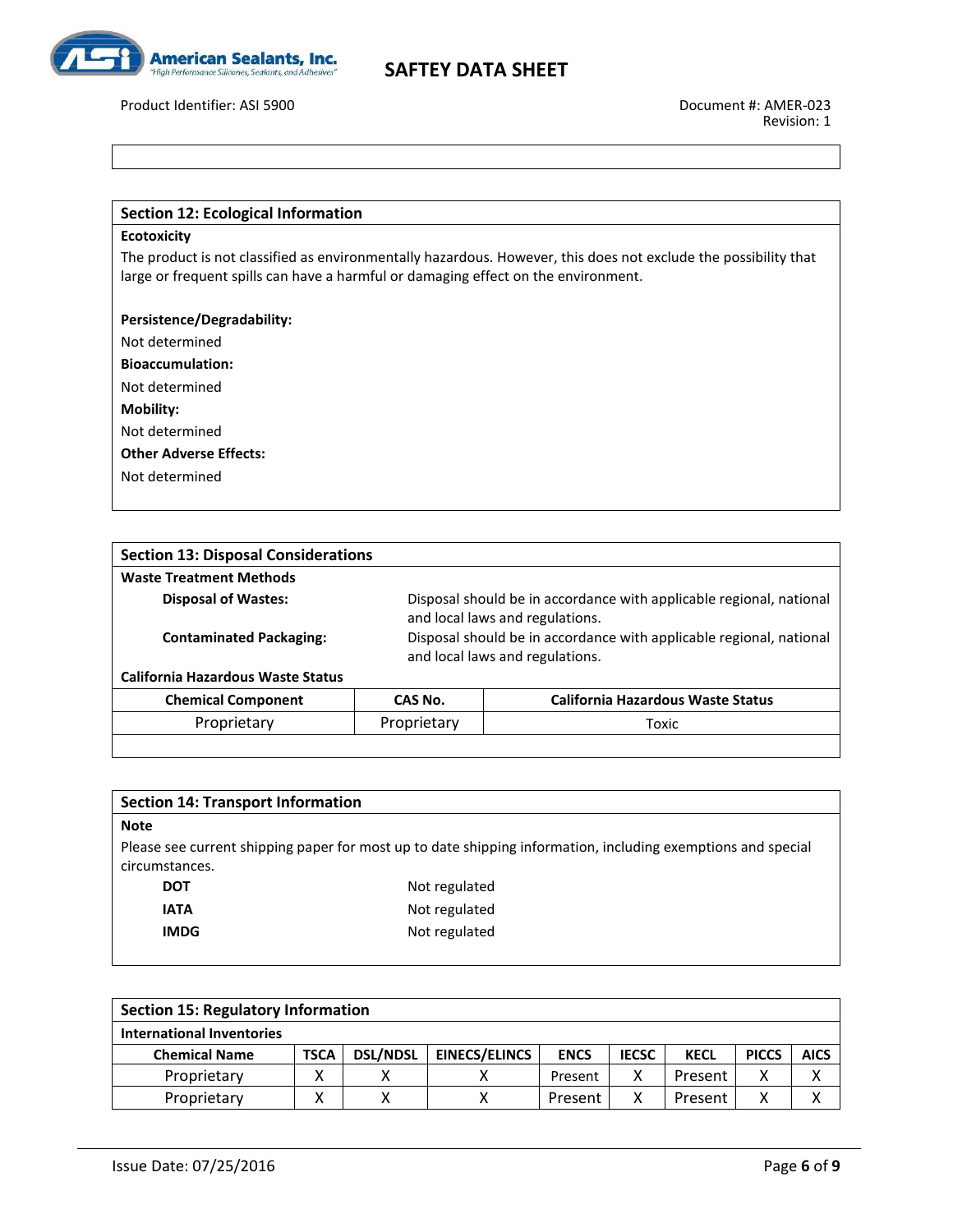## Section 12: Ecological Information

**Ecotoxicity**

The product is not classified as environmentally hazardous. However, this does not exclude the possibility that large or frequent spills can have a harmful or damaging effect on the environment.

**Persistence/Degradability:**

Not determined

**Bioaccumulation:**

Not determined

**Mobility:**

Not determined

**Other Adverse Effects:**

Not determined

## Section 13: Disposal Considerations

**Waste Treatment Methods**

**Disposal of Wastes:** Disposal should be in accordance with applicable regional, national and local laws and regulations.

**Contaminated Packaging:** Disposal should be in accordance with applicable regional, national and local laws and regulations.

**California Hazardous Waste Status**

| Chemical Component | CAS No. | California Hazardous Waste Status |
|---|---|---|
| Proprietary | Proprietary | Toxic |

## Section 14: Transport Information

**Note**

Please see current shipping paper for most up to date shipping information, including exemptions and special circumstances.

| | |
|---|---|
| **DOT** | Not regulated |
| **IATA** | Not regulated |
| **IMDG** | Not regulated |

## Section 15: Regulatory Information

**International Inventories**

| Chemical Name | TSCA | DSL/NDSL | EINECS/ELINCS | ENCS | IECSC | KECL | PICCS | AICS |
|---|---|---|---|---|---|---|---|---|
| Proprietary | X | X | X | Present | X | Present | X | X |
| Proprietary | X | X | X | Present | X | Present | X | X |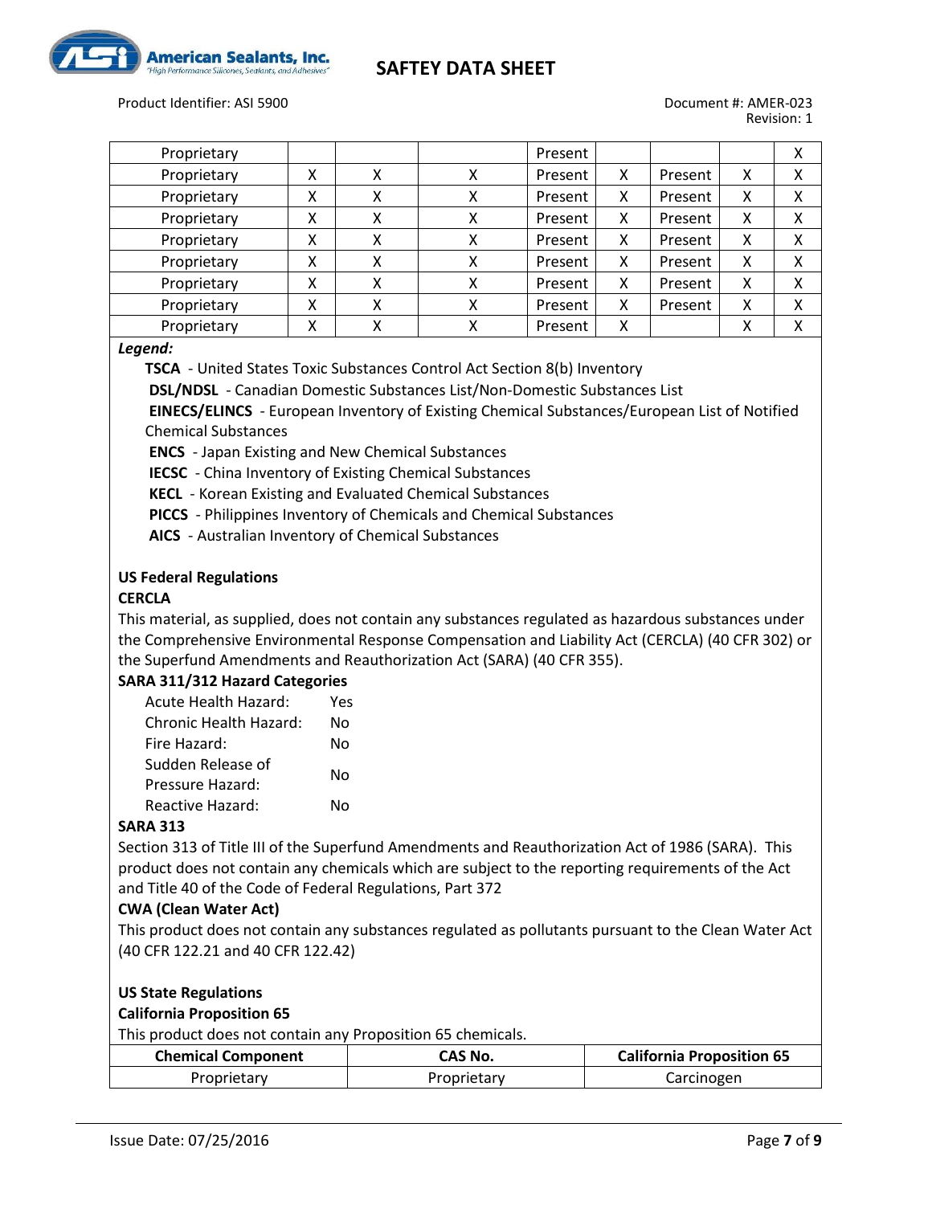| | | | | | | | | |
|---|---|---|---|---|---|---|---|---|
| Proprietary | | | | Present | | | | X |
| Proprietary | X | X | X | Present | X | Present | X | X |
| Proprietary | X | X | X | Present | X | Present | X | X |
| Proprietary | X | X | X | Present | X | Present | X | X |
| Proprietary | X | X | X | Present | X | Present | X | X |
| Proprietary | X | X | X | Present | X | Present | X | X |
| Proprietary | X | X | X | Present | X | Present | X | X |
| Proprietary | X | X | X | Present | X | Present | X | X |
| Proprietary | X | X | X | Present | X | | X | X |

***Legend:***

**TSCA** - United States Toxic Substances Control Act Section 8(b) Inventory
**DSL/NDSL** - Canadian Domestic Substances List/Non-Domestic Substances List
**EINECS/ELINCS** - European Inventory of Existing Chemical Substances/European List of Notified Chemical Substances
**ENCS** - Japan Existing and New Chemical Substances
**IECSC** - China Inventory of Existing Chemical Substances
**KECL** - Korean Existing and Evaluated Chemical Substances
**PICCS** - Philippines Inventory of Chemicals and Chemical Substances
**AICS** - Australian Inventory of Chemical Substances

**US Federal Regulations**

**CERCLA**

This material, as supplied, does not contain any substances regulated as hazardous substances under the Comprehensive Environmental Response Compensation and Liability Act (CERCLA) (40 CFR 302) or the Superfund Amendments and Reauthorization Act (SARA) (40 CFR 355).

**SARA 311/312 Hazard Categories**

| | |
|---|---|
| Acute Health Hazard: | Yes |
| Chronic Health Hazard: | No |
| Fire Hazard: | No |
| Sudden Release of Pressure Hazard: | No |
| Reactive Hazard: | No |

**SARA 313**

Section 313 of Title III of the Superfund Amendments and Reauthorization Act of 1986 (SARA). This product does not contain any chemicals which are subject to the reporting requirements of the Act and Title 40 of the Code of Federal Regulations, Part 372

**CWA (Clean Water Act)**

This product does not contain any substances regulated as pollutants pursuant to the Clean Water Act (40 CFR 122.21 and 40 CFR 122.42)

**US State Regulations**

**California Proposition 65**

This product does not contain any Proposition 65 chemicals.

| Chemical Component | CAS No. | California Proposition 65 |
|---|---|---|
| Proprietary | Proprietary | Carcinogen |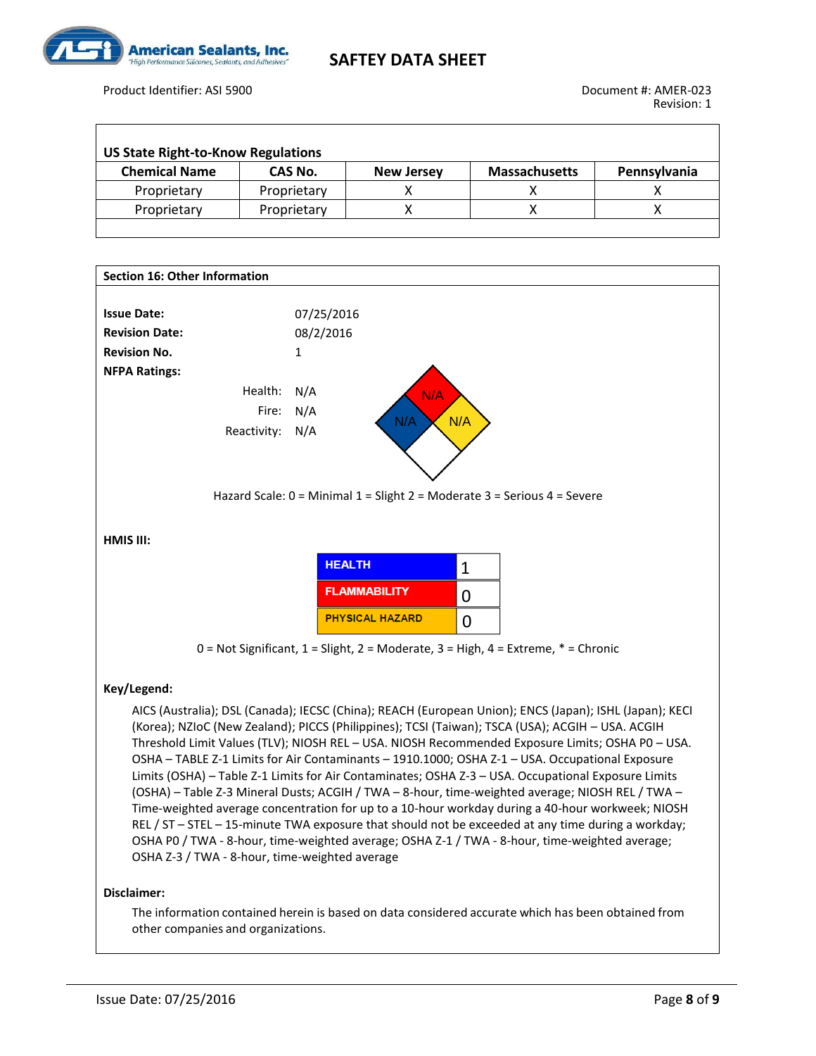Product Identifier: ASI 5900

Document #: AMER-023
Revision: 1

## US State Right-to-Know Regulations

| Chemical Name | CAS No. | New Jersey | Massachusetts | Pennsylvania |
|---|---|---|---|---|
| Proprietary | Proprietary | X | X | X |
| Proprietary | Proprietary | X | X | X |

## Section 16: Other Information

**Issue Date:** 07/25/2016

**Revision Date:** 08/2/2016

**Revision No.** 1

**NFPA Ratings:**

Health: N/A
Fire: N/A
Reactivity: N/A

N/A
N/A
N/A

Hazard Scale: 0 = Minimal 1 = Slight 2 = Moderate 3 = Serious 4 = Severe

**HMIS III:**

| | |
|---|---|
| HEALTH | 1 |
| FLAMMABILITY | 0 |
| PHYSICAL HAZARD | 0 |

0 = Not Significant, 1 = Slight, 2 = Moderate, 3 = High, 4 = Extreme, * = Chronic

**Key/Legend:**

AICS (Australia); DSL (Canada); IECSC (China); REACH (European Union); ENCS (Japan); ISHL (Japan); KECI (Korea); NZIoC (New Zealand); PICCS (Philippines); TCSI (Taiwan); TSCA (USA); ACGIH – USA. ACGIH Threshold Limit Values (TLV); NIOSH REL – USA. NIOSH Recommended Exposure Limits; OSHA P0 – USA. OSHA – TABLE Z-1 Limits for Air Contaminants – 1910.1000; OSHA Z-1 – USA. Occupational Exposure Limits (OSHA) – Table Z-1 Limits for Air Contaminates; OSHA Z-3 – USA. Occupational Exposure Limits (OSHA) – Table Z-3 Mineral Dusts; ACGIH / TWA – 8-hour, time-weighted average; NIOSH REL / TWA – Time-weighted average concentration for up to a 10-hour workday during a 40-hour workweek; NIOSH REL / ST – STEL – 15-minute TWA exposure that should not be exceeded at any time during a workday; OSHA P0 / TWA - 8-hour, time-weighted average; OSHA Z-1 / TWA - 8-hour, time-weighted average; OSHA Z-3 / TWA - 8-hour, time-weighted average

**Disclaimer:**

The information contained herein is based on data considered accurate which has been obtained from other companies and organizations.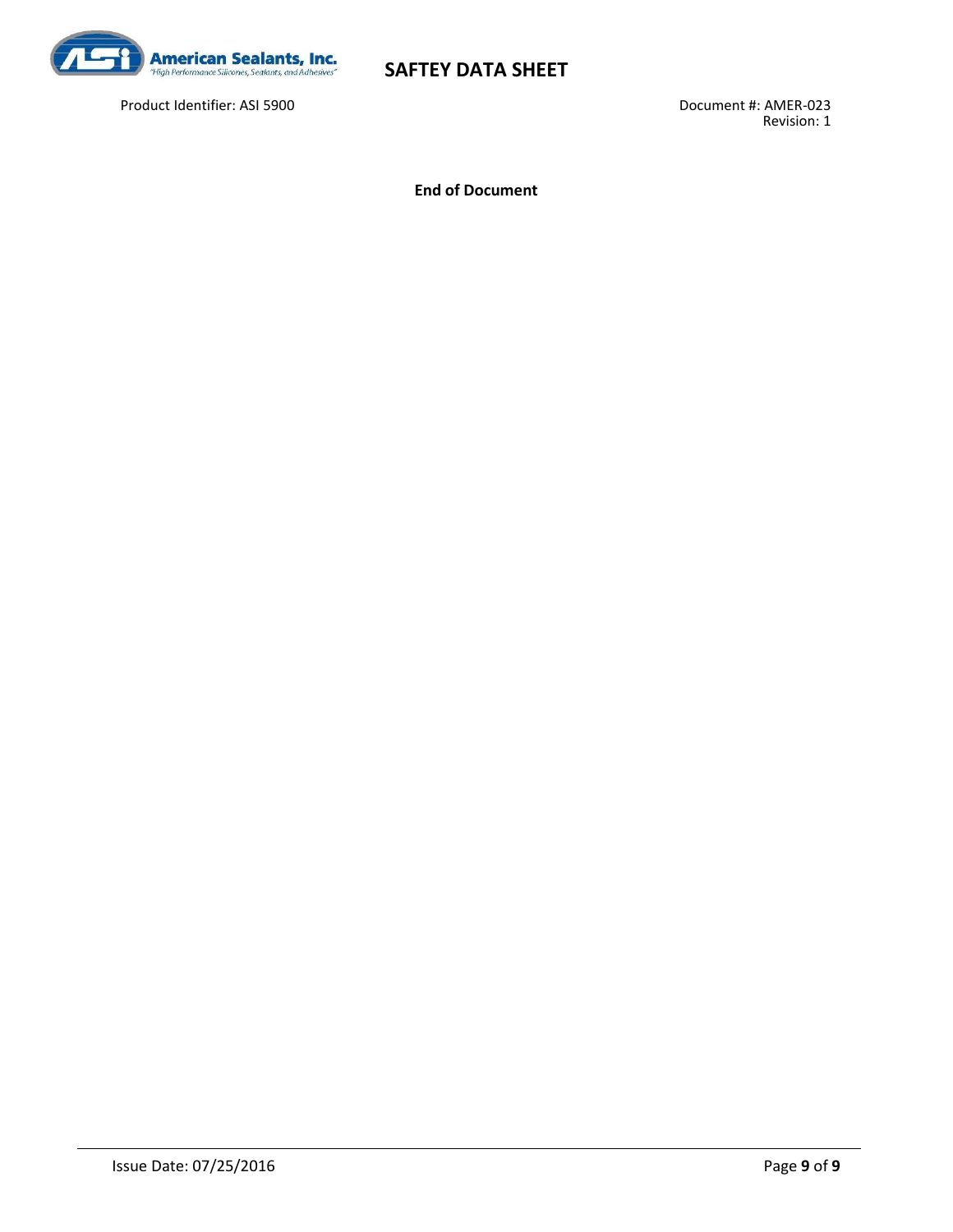**End of Document**